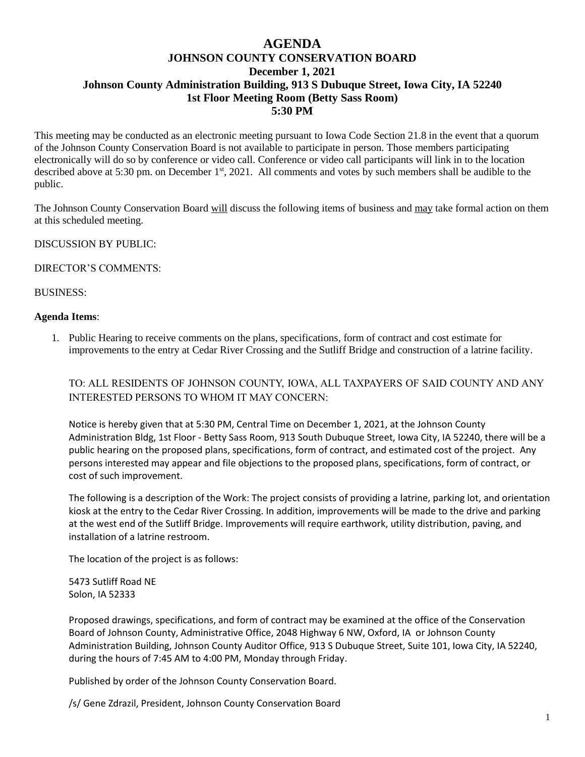# AGENDA

## JOHNSON COUNTY CONSERVATION BOARD

**December 1, 2021**

**Johnson County Administration Building, 913 S Dubuque Street, Iowa City, IA 52240**

**1st Floor Meeting Room (Betty Sass Room)**

**5:30 PM**

This meeting may be conducted as an electronic meeting pursuant to Iowa Code Section 21.8 in the event that a quorum of the Johnson County Conservation Board is not available to participate in person. Those members participating electronically will do so by conference or video call. Conference or video call participants will link in to the location described above at 5:30 pm. on December 1st, 2021. All comments and votes by such members shall be audible to the public.

The Johnson County Conservation Board will discuss the following items of business and may take formal action on them at this scheduled meeting.

DISCUSSION BY PUBLIC:

DIRECTOR'S COMMENTS:

BUSINESS:

**Agenda Items**:

1. Public Hearing to receive comments on the plans, specifications, form of contract and cost estimate for improvements to the entry at Cedar River Crossing and the Sutliff Bridge and construction of a latrine facility.

   TO: ALL RESIDENTS OF JOHNSON COUNTY, IOWA, ALL TAXPAYERS OF SAID COUNTY AND ANY INTERESTED PERSONS TO WHOM IT MAY CONCERN:

   Notice is hereby given that at 5:30 PM, Central Time on December 1, 2021, at the Johnson County Administration Bldg, 1st Floor - Betty Sass Room, 913 South Dubuque Street, Iowa City, IA 52240, there will be a public hearing on the proposed plans, specifications, form of contract, and estimated cost of the project. Any persons interested may appear and file objections to the proposed plans, specifications, form of contract, or cost of such improvement.

   The following is a description of the Work: The project consists of providing a latrine, parking lot, and orientation kiosk at the entry to the Cedar River Crossing. In addition, improvements will be made to the drive and parking at the west end of the Sutliff Bridge. Improvements will require earthwork, utility distribution, paving, and installation of a latrine restroom.

   The location of the project is as follows:

   5473 Sutliff Road NE
   Solon, IA 52333

   Proposed drawings, specifications, and form of contract may be examined at the office of the Conservation Board of Johnson County, Administrative Office, 2048 Highway 6 NW, Oxford, IA or Johnson County Administration Building, Johnson County Auditor Office, 913 S Dubuque Street, Suite 101, Iowa City, IA 52240, during the hours of 7:45 AM to 4:00 PM, Monday through Friday.

   Published by order of the Johnson County Conservation Board.

   /s/ Gene Zdrazil, President, Johnson County Conservation Board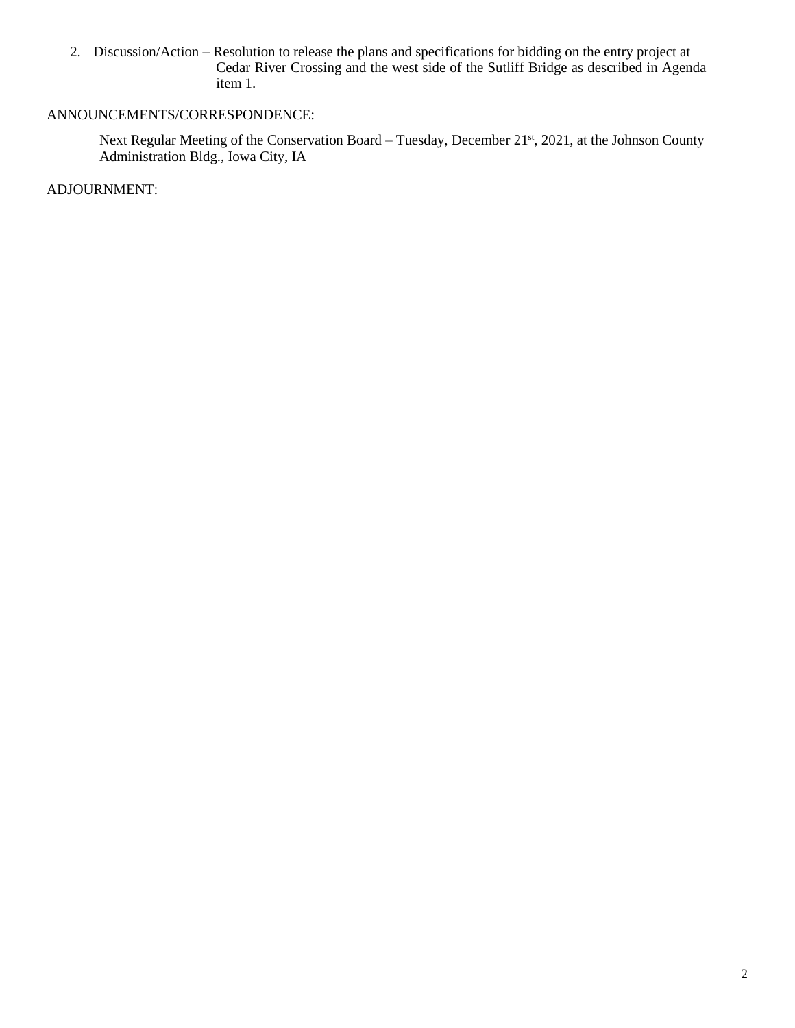2. Discussion/Action – Resolution to release the plans and specifications for bidding on the entry project at Cedar River Crossing and the west side of the Sutliff Bridge as described in Agenda item 1.

ANNOUNCEMENTS/CORRESPONDENCE:

Next Regular Meeting of the Conservation Board – Tuesday, December 21st, 2021, at the Johnson County Administration Bldg., Iowa City, IA

ADJOURNMENT: